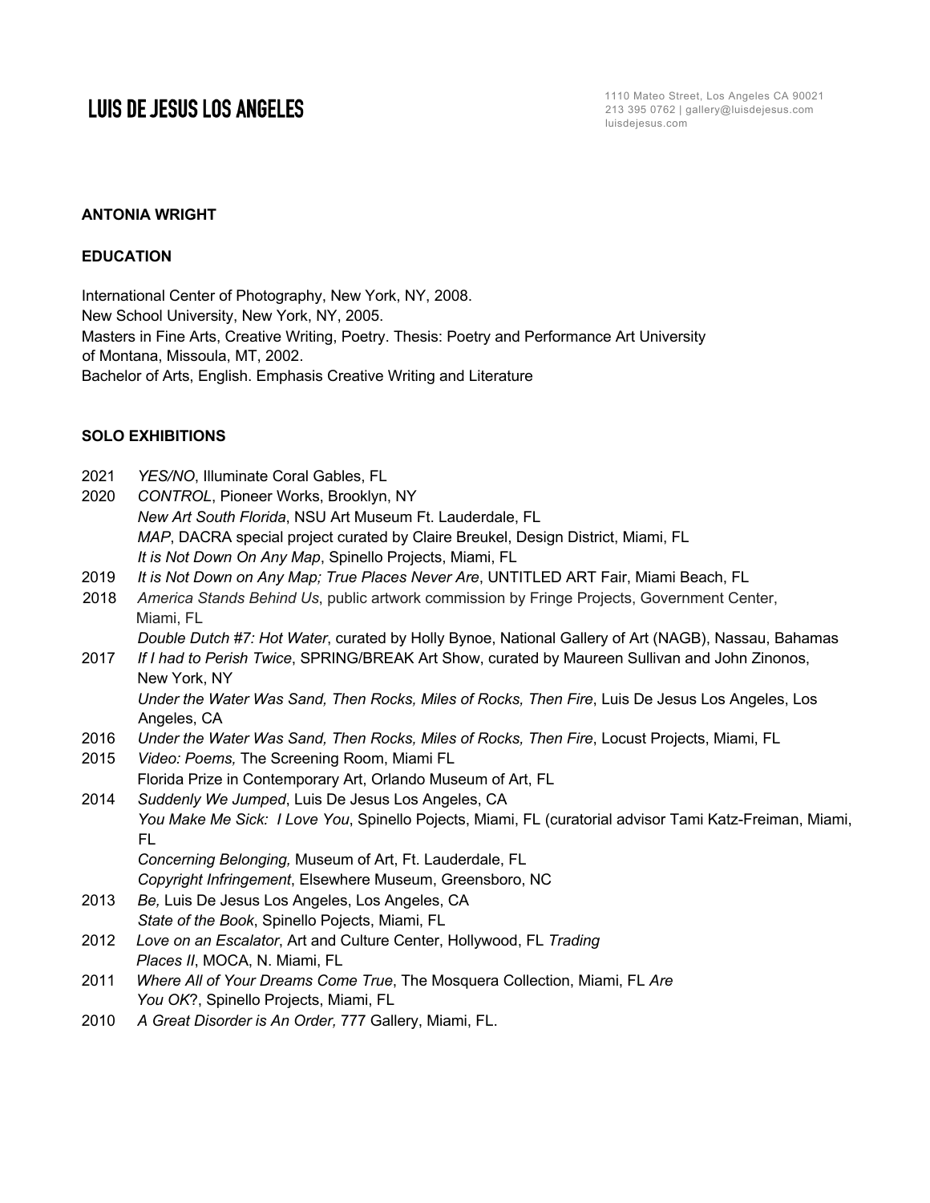# LUIS DE JESUS LOS ANGELES

1110 Mateo Street, Los Angeles CA 90021
213 395 0762 | gallery@luisdejesus.com
luisdejesus.com

**ANTONIA WRIGHT**

**EDUCATION**

International Center of Photography, New York, NY, 2008.
New School University, New York, NY, 2005.
Masters in Fine Arts, Creative Writing, Poetry. Thesis: Poetry and Performance Art University of Montana, Missoula, MT, 2002.
Bachelor of Arts, English. Emphasis Creative Writing and Literature

**SOLO EXHIBITIONS**

2021 *YES/NO*, Illuminate Coral Gables, FL

2020 *CONTROL*, Pioneer Works, Brooklyn, NY
*New Art South Florida*, NSU Art Museum Ft. Lauderdale, FL
*MAP*, DACRA special project curated by Claire Breukel, Design District, Miami, FL
*It is Not Down On Any Map*, Spinello Projects, Miami, FL

2019 *It is Not Down on Any Map; True Places Never Are*, UNTITLED ART Fair, Miami Beach, FL

2018 *America Stands Behind Us*, public artwork commission by Fringe Projects, Government Center, Miami, FL
*Double Dutch #7: Hot Water*, curated by Holly Bynoe, National Gallery of Art (NAGB), Nassau, Bahamas

2017 *If I had to Perish Twice*, SPRING/BREAK Art Show, curated by Maureen Sullivan and John Zinonos, New York, NY
*Under the Water Was Sand, Then Rocks, Miles of Rocks, Then Fire*, Luis De Jesus Los Angeles, Los Angeles, CA

2016 *Under the Water Was Sand, Then Rocks, Miles of Rocks, Then Fire*, Locust Projects, Miami, FL

2015 *Video: Poems,* The Screening Room, Miami FL
Florida Prize in Contemporary Art, Orlando Museum of Art, FL

2014 *Suddenly We Jumped*, Luis De Jesus Los Angeles, CA
*You Make Me Sick: I Love You*, Spinello Pojects, Miami, FL (curatorial advisor Tami Katz-Freiman, Miami, FL
*Concerning Belonging,* Museum of Art, Ft. Lauderdale, FL
*Copyright Infringement*, Elsewhere Museum, Greensboro, NC

2013 *Be,* Luis De Jesus Los Angeles, Los Angeles, CA
*State of the Book*, Spinello Pojects, Miami, FL

2012 *Love on an Escalator*, Art and Culture Center, Hollywood, FL *Trading Places II*, MOCA, N. Miami, FL

2011 *Where All of Your Dreams Come True*, The Mosquera Collection, Miami, FL *Are You OK*?, Spinello Projects, Miami, FL

2010 *A Great Disorder is An Order,* 777 Gallery, Miami, FL.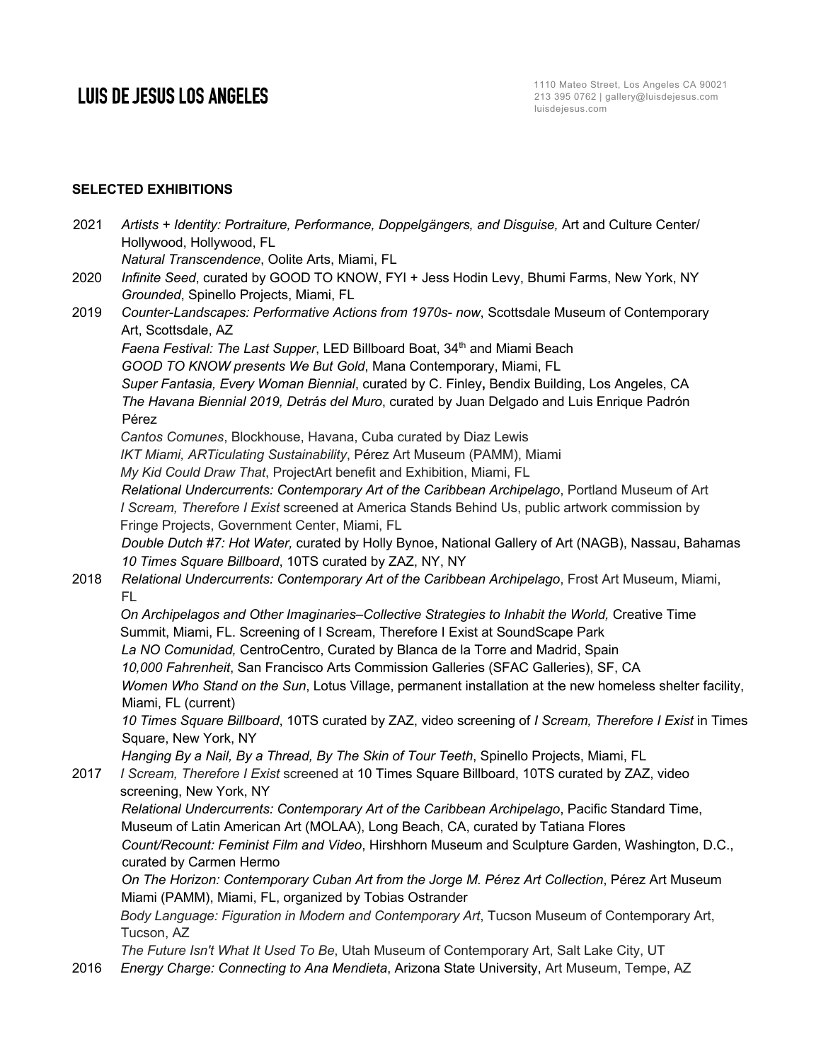## SELECTED EXHIBITIONS

2021 *Artists + Identity: Portraiture, Performance, Doppelgängers, and Disguise,* Art and Culture Center/ Hollywood, Hollywood, FL
*Natural Transcendence*, Oolite Arts, Miami, FL

2020 *Infinite Seed*, curated by GOOD TO KNOW, FYI + Jess Hodin Levy, Bhumi Farms, New York, NY
*Grounded*, Spinello Projects, Miami, FL

2019 *Counter-Landscapes: Performative Actions from 1970s- now*, Scottsdale Museum of Contemporary Art, Scottsdale, AZ
*Faena Festival: The Last Supper*, LED Billboard Boat, 34th and Miami Beach
*GOOD TO KNOW presents We But Gold*, Mana Contemporary, Miami, FL
*Super Fantasia, Every Woman Biennial*, curated by C. Finley**,** Bendix Building, Los Angeles, CA
*The Havana Biennial 2019, Detrás del Muro*, curated by Juan Delgado and Luis Enrique Padrón Pérez
*Cantos Comunes*, Blockhouse, Havana, Cuba curated by Diaz Lewis
*IKT Miami, ARTiculating Sustainability*, Pérez Art Museum (PAMM), Miami
*My Kid Could Draw That*, ProjectArt benefit and Exhibition, Miami, FL
*Relational Undercurrents: Contemporary Art of the Caribbean Archipelago*, Portland Museum of Art
*I Scream, Therefore I Exist* screened at America Stands Behind Us, public artwork commission by Fringe Projects, Government Center, Miami, FL
*Double Dutch #7: Hot Water,* curated by Holly Bynoe, National Gallery of Art (NAGB), Nassau, Bahamas
*10 Times Square Billboard*, 10TS curated by ZAZ, NY, NY

2018 *Relational Undercurrents: Contemporary Art of the Caribbean Archipelago*, Frost Art Museum, Miami, FL
*On Archipelagos and Other Imaginaries–Collective Strategies to Inhabit the World,* Creative Time Summit, Miami, FL. Screening of I Scream, Therefore I Exist at SoundScape Park
*La NO Comunidad,* CentroCentro, Curated by Blanca de la Torre and Madrid, Spain
*10,000 Fahrenheit*, San Francisco Arts Commission Galleries (SFAC Galleries), SF, CA
*Women Who Stand on the Sun*, Lotus Village, permanent installation at the new homeless shelter facility, Miami, FL (current)
*10 Times Square Billboard*, 10TS curated by ZAZ, video screening of *I Scream, Therefore I Exist* in Times Square, New York, NY
*Hanging By a Nail, By a Thread, By The Skin of Tour Teeth*, Spinello Projects, Miami, FL

2017 *I Scream, Therefore I Exist* screened at 10 Times Square Billboard, 10TS curated by ZAZ, video screening, New York, NY
*Relational Undercurrents: Contemporary Art of the Caribbean Archipelago*, Pacific Standard Time, Museum of Latin American Art (MOLAA), Long Beach, CA, curated by Tatiana Flores
*Count/Recount: Feminist Film and Video*, Hirshhorn Museum and Sculpture Garden, Washington, D.C., curated by Carmen Hermo
*On The Horizon: Contemporary Cuban Art from the Jorge M. Pérez Art Collection*, Pérez Art Museum Miami (PAMM), Miami, FL, organized by Tobias Ostrander
*Body Language: Figuration in Modern and Contemporary Art*, Tucson Museum of Contemporary Art, Tucson, AZ
*The Future Isn't What It Used To Be*, Utah Museum of Contemporary Art, Salt Lake City, UT

2016 *Energy Charge: Connecting to Ana Mendieta*, Arizona State University, Art Museum, Tempe, AZ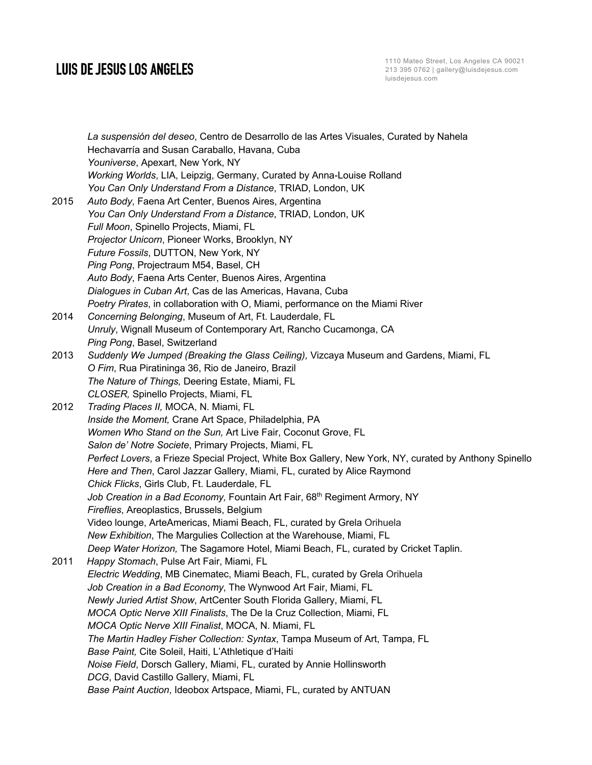*La suspensión del deseo*, Centro de Desarrollo de las Artes Visuales, Curated by Nahela Hechavarría and Susan Caraballo, Havana, Cuba
*Youniverse*, Apexart, New York, NY
*Working Worlds*, LIA, Leipzig, Germany, Curated by Anna-Louise Rolland
*You Can Only Understand From a Distance*, TRIAD, London, UK

2015 *Auto Body*, Faena Art Center, Buenos Aires, Argentina
*You Can Only Understand From a Distance*, TRIAD, London, UK
*Full Moon*, Spinello Projects, Miami, FL
*Projector Unicorn*, Pioneer Works, Brooklyn, NY
*Future Fossils*, DUTTON, New York, NY
*Ping Pong*, Projectraum M54, Basel, CH
*Auto Body*, Faena Arts Center, Buenos Aires, Argentina
*Dialogues in Cuban Art*, Cas de las Americas, Havana, Cuba
*Poetry Pirates*, in collaboration with O, Miami, performance on the Miami River

2014 *Concerning Belonging*, Museum of Art, Ft. Lauderdale, FL
*Unruly*, Wignall Museum of Contemporary Art, Rancho Cucamonga, CA
*Ping Pong*, Basel, Switzerland

2013 *Suddenly We Jumped (Breaking the Glass Ceiling),* Vizcaya Museum and Gardens, Miami, FL
*O Fim*, Rua Piratininga 36, Rio de Janeiro, Brazil
*The Nature of Things,* Deering Estate, Miami, FL
*CLOSER,* Spinello Projects, Miami, FL

2012 *Trading Places II,* MOCA, N. Miami, FL
*Inside the Moment,* Crane Art Space, Philadelphia, PA
*Women Who Stand on the Sun,* Art Live Fair, Coconut Grove, FL
*Salon de' Notre Societe*, Primary Projects, Miami, FL
*Perfect Lovers*, a Frieze Special Project, White Box Gallery, New York, NY, curated by Anthony Spinello
*Here and Then*, Carol Jazzar Gallery, Miami, FL, curated by Alice Raymond
*Chick Flicks*, Girls Club, Ft. Lauderdale, FL
*Job Creation in a Bad Economy,* Fountain Art Fair, 68th Regiment Armory, NY
*Fireflies*, Areoplastics, Brussels, Belgium
Video lounge, ArteAmericas, Miami Beach, FL, curated by Grela Orihuela
*New Exhibition*, The Margulies Collection at the Warehouse, Miami, FL
*Deep Water Horizon,* The Sagamore Hotel, Miami Beach, FL, curated by Cricket Taplin.

2011 *Happy Stomach*, Pulse Art Fair, Miami, FL
*Electric Wedding*, MB Cinematec, Miami Beach, FL, curated by Grela Orihuela
*Job Creation in a Bad Economy*, The Wynwood Art Fair, Miami, FL
*Newly Juried Artist Show*, ArtCenter South Florida Gallery, Miami, FL
*MOCA Optic Nerve XIII Finalists*, The De la Cruz Collection, Miami, FL
*MOCA Optic Nerve XIII Finalist*, MOCA, N. Miami, FL
*The Martin Hadley Fisher Collection: Syntax*, Tampa Museum of Art, Tampa, FL
*Base Paint,* Cite Soleil, Haiti, L'Athletique d'Haiti
*Noise Field*, Dorsch Gallery, Miami, FL, curated by Annie Hollinsworth
*DCG*, David Castillo Gallery, Miami, FL
*Base Paint Auction*, Ideobox Artspace, Miami, FL, curated by ANTUAN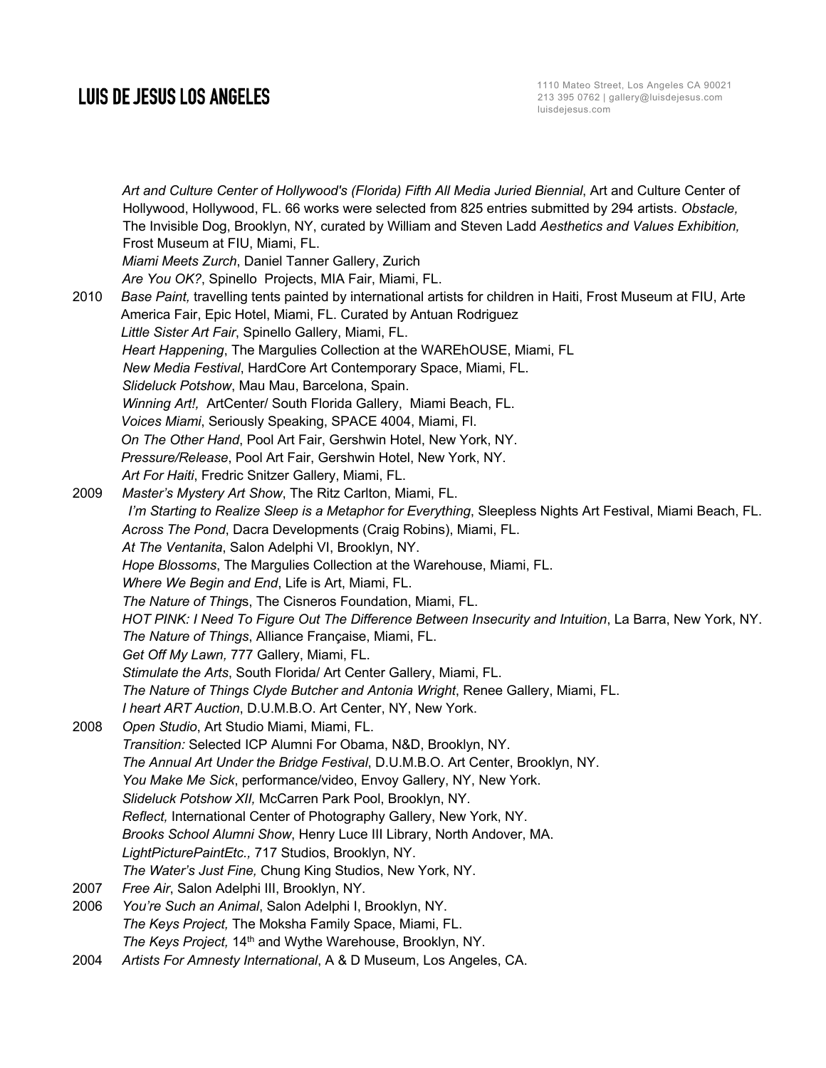*Art and Culture Center of Hollywood's (Florida) Fifth All Media Juried Biennial*, Art and Culture Center of Hollywood, Hollywood, FL. 66 works were selected from 825 entries submitted by 294 artists. *Obstacle,* The Invisible Dog, Brooklyn, NY, curated by William and Steven Ladd *Aesthetics and Values Exhibition,* Frost Museum at FIU, Miami, FL.

*Miami Meets Zurch*, Daniel Tanner Gallery, Zurich

*Are You OK?*, Spinello Projects, MIA Fair, Miami, FL.

2010 *Base Paint,* travelling tents painted by international artists for children in Haiti, Frost Museum at FIU, Arte America Fair, Epic Hotel, Miami, FL. Curated by Antuan Rodriguez

*Little Sister Art Fair*, Spinello Gallery, Miami, FL.

*Heart Happening*, The Margulies Collection at the WAREhOUSE, Miami, FL

*New Media Festival*, HardCore Art Contemporary Space, Miami, FL.

*Slideluck Potshow*, Mau Mau, Barcelona, Spain.

*Winning Art!,* ArtCenter/ South Florida Gallery, Miami Beach, FL.

*Voices Miami*, Seriously Speaking, SPACE 4004, Miami, Fl.

*On The Other Hand*, Pool Art Fair, Gershwin Hotel, New York, NY.

*Pressure/Release*, Pool Art Fair, Gershwin Hotel, New York, NY.

*Art For Haiti*, Fredric Snitzer Gallery, Miami, FL.

2009 *Master's Mystery Art Show*, The Ritz Carlton, Miami, FL.

*I'm Starting to Realize Sleep is a Metaphor for Everything*, Sleepless Nights Art Festival, Miami Beach, FL.

*Across The Pond*, Dacra Developments (Craig Robins), Miami, FL.

*At The Ventanita*, Salon Adelphi VI, Brooklyn, NY.

*Hope Blossoms*, The Margulies Collection at the Warehouse, Miami, FL.

*Where We Begin and End*, Life is Art, Miami, FL.

*The Nature of Thing*s, The Cisneros Foundation, Miami, FL.

*HOT PINK: I Need To Figure Out The Difference Between Insecurity and Intuition*, La Barra, New York, NY.

*The Nature of Things*, Alliance Française, Miami, FL.

*Get Off My Lawn,* 777 Gallery, Miami, FL.

*Stimulate the Arts*, South Florida/ Art Center Gallery, Miami, FL.

*The Nature of Things Clyde Butcher and Antonia Wright*, Renee Gallery, Miami, FL.

*I heart ART Auction*, D.U.M.B.O. Art Center, NY, New York.

2008 *Open Studio*, Art Studio Miami, Miami, FL.

*Transition:* Selected ICP Alumni For Obama, N&D, Brooklyn, NY.

*The Annual Art Under the Bridge Festival*, D.U.M.B.O. Art Center, Brooklyn, NY.

*You Make Me Sick*, performance/video, Envoy Gallery, NY, New York.

*Slideluck Potshow XII,* McCarren Park Pool, Brooklyn, NY.

*Reflect,* International Center of Photography Gallery, New York, NY.

*Brooks School Alumni Show*, Henry Luce III Library, North Andover, MA.

*LightPicturePaintEtc.,* 717 Studios, Brooklyn, NY.

*The Water's Just Fine,* Chung King Studios, New York, NY.

2007 *Free Air*, Salon Adelphi III, Brooklyn, NY.

2006 *You're Such an Animal*, Salon Adelphi I, Brooklyn, NY.

*The Keys Project,* The Moksha Family Space, Miami, FL.

*The Keys Project,* 14th and Wythe Warehouse, Brooklyn, NY.

2004 *Artists For Amnesty International*, A & D Museum, Los Angeles, CA.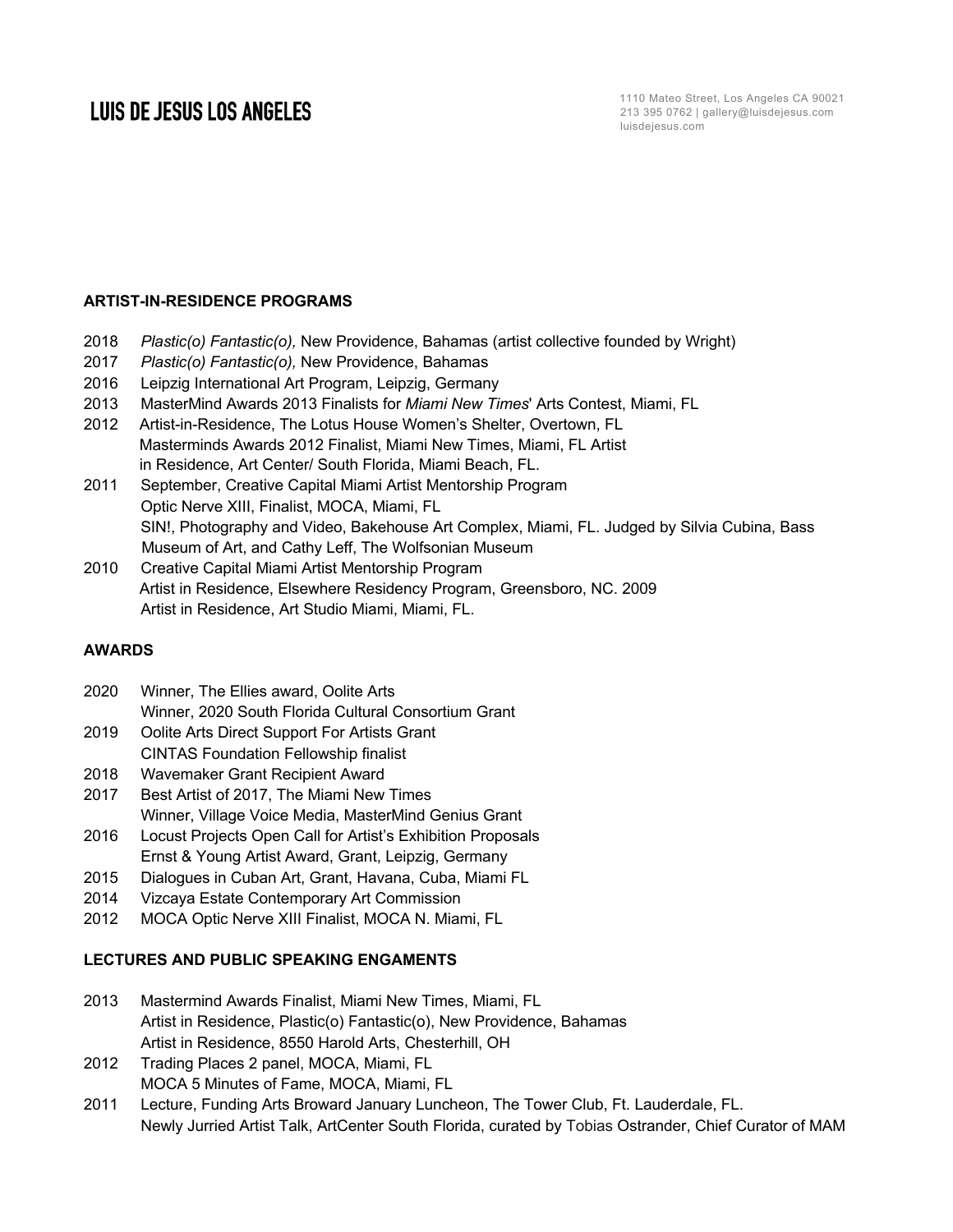## ARTIST-IN-RESIDENCE PROGRAMS

2018 *Plastic(o) Fantastic(o),* New Providence, Bahamas (artist collective founded by Wright)
2017 *Plastic(o) Fantastic(o),* New Providence, Bahamas
2016 Leipzig International Art Program, Leipzig, Germany
2013 MasterMind Awards 2013 Finalists for *Miami New Times*' Arts Contest, Miami, FL
2012 Artist-in-Residence, The Lotus House Women's Shelter, Overtown, FL
Masterminds Awards 2012 Finalist, Miami New Times, Miami, FL Artist in Residence, Art Center/ South Florida, Miami Beach, FL.
2011 September, Creative Capital Miami Artist Mentorship Program
Optic Nerve XIII, Finalist, MOCA, Miami, FL
SIN!, Photography and Video, Bakehouse Art Complex, Miami, FL. Judged by Silvia Cubina, Bass Museum of Art, and Cathy Leff, The Wolfsonian Museum
2010 Creative Capital Miami Artist Mentorship Program
Artist in Residence, Elsewhere Residency Program, Greensboro, NC. 2009
Artist in Residence, Art Studio Miami, Miami, FL.

## AWARDS

2020 Winner, The Ellies award, Oolite Arts
Winner, 2020 South Florida Cultural Consortium Grant
2019 Oolite Arts Direct Support For Artists Grant
CINTAS Foundation Fellowship finalist
2018 Wavemaker Grant Recipient Award
2017 Best Artist of 2017, The Miami New Times
Winner, Village Voice Media, MasterMind Genius Grant
2016 Locust Projects Open Call for Artist's Exhibition Proposals
Ernst & Young Artist Award, Grant, Leipzig, Germany
2015 Dialogues in Cuban Art, Grant, Havana, Cuba, Miami FL
2014 Vizcaya Estate Contemporary Art Commission
2012 MOCA Optic Nerve XIII Finalist, MOCA N. Miami, FL

## LECTURES AND PUBLIC SPEAKING ENGAMENTS

2013 Mastermind Awards Finalist, Miami New Times, Miami, FL
Artist in Residence, Plastic(o) Fantastic(o), New Providence, Bahamas
Artist in Residence, 8550 Harold Arts, Chesterhill, OH
2012 Trading Places 2 panel, MOCA, Miami, FL
MOCA 5 Minutes of Fame, MOCA, Miami, FL
2011 Lecture, Funding Arts Broward January Luncheon, The Tower Club, Ft. Lauderdale, FL.
Newly Jurried Artist Talk, ArtCenter South Florida, curated by Tobias Ostrander, Chief Curator of MAM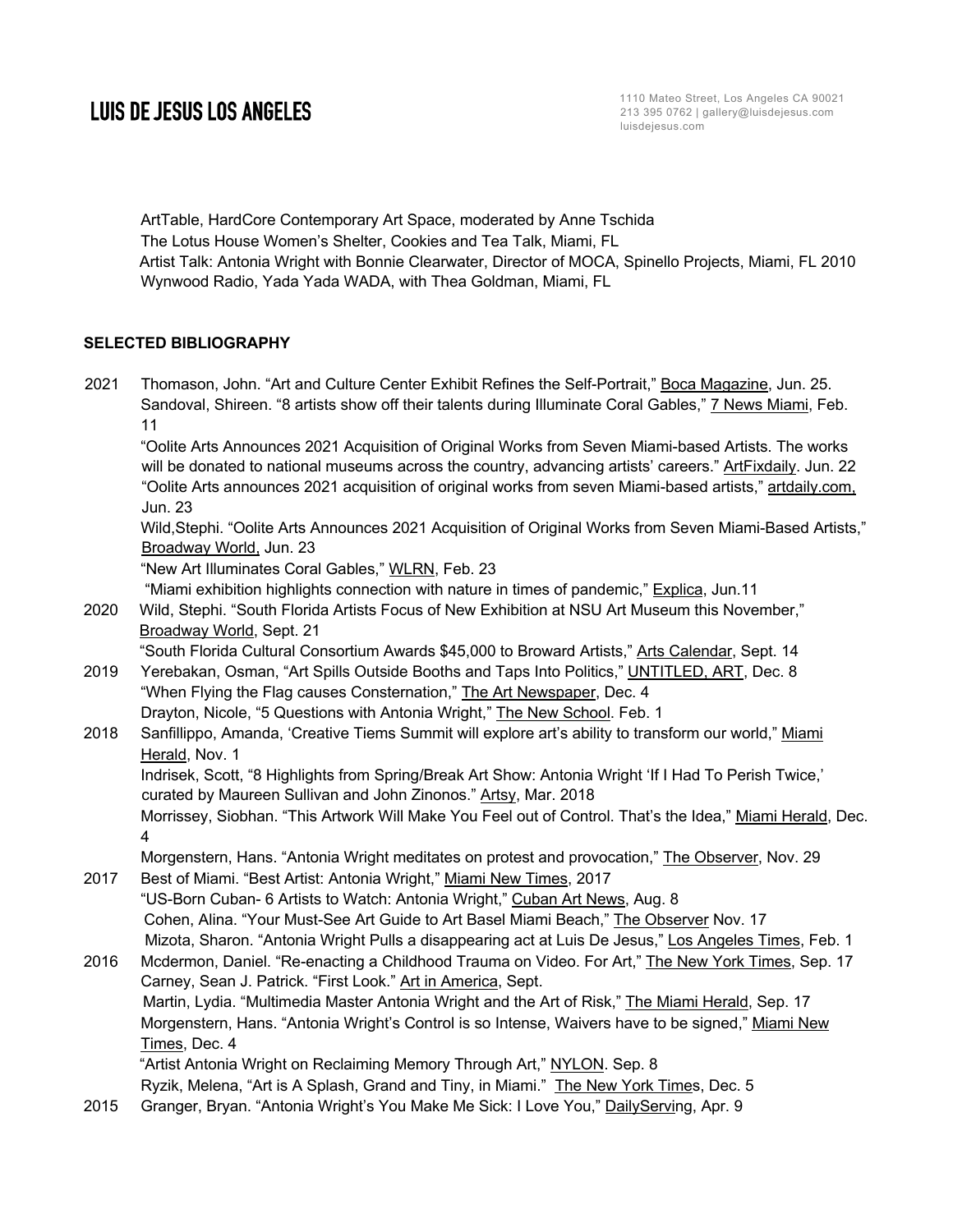ArtTable, HardCore Contemporary Art Space, moderated by Anne Tschida
The Lotus House Women's Shelter, Cookies and Tea Talk, Miami, FL
Artist Talk: Antonia Wright with Bonnie Clearwater, Director of MOCA, Spinello Projects, Miami, FL 2010
Wynwood Radio, Yada Yada WADA, with Thea Goldman, Miami, FL

**SELECTED BIBLIOGRAPHY**

2021 Thomason, John. "Art and Culture Center Exhibit Refines the Self-Portrait," Boca Magazine, Jun. 25.
Sandoval, Shireen. "8 artists show off their talents during Illuminate Coral Gables," 7 News Miami, Feb. 11
"Oolite Arts Announces 2021 Acquisition of Original Works from Seven Miami-based Artists. The works will be donated to national museums across the country, advancing artists' careers." ArtFixdaily. Jun. 22
"Oolite Arts announces 2021 acquisition of original works from seven Miami-based artists," artdaily.com, Jun. 23
Wild,Stephi. "Oolite Arts Announces 2021 Acquisition of Original Works from Seven Miami-Based Artists," Broadway World, Jun. 23
"New Art Illuminates Coral Gables," WLRN, Feb. 23
"Miami exhibition highlights connection with nature in times of pandemic," Explica, Jun.11

2020 Wild, Stephi. "South Florida Artists Focus of New Exhibition at NSU Art Museum this November," Broadway World, Sept. 21
"South Florida Cultural Consortium Awards $45,000 to Broward Artists," Arts Calendar, Sept. 14

2019 Yerebakan, Osman, "Art Spills Outside Booths and Taps Into Politics," UNTITLED, ART, Dec. 8
"When Flying the Flag causes Consternation," The Art Newspaper, Dec. 4
Drayton, Nicole, "5 Questions with Antonia Wright," The New School. Feb. 1

2018 Sanfillippo, Amanda, 'Creative Tiems Summit will explore art's ability to transform our world," Miami Herald, Nov. 1
Indrisek, Scott, "8 Highlights from Spring/Break Art Show: Antonia Wright 'If I Had To Perish Twice,' curated by Maureen Sullivan and John Zinonos." Artsy, Mar. 2018
Morrissey, Siobhan. "This Artwork Will Make You Feel out of Control. That's the Idea," Miami Herald, Dec. 4
Morgenstern, Hans. "Antonia Wright meditates on protest and provocation," The Observer, Nov. 29

2017 Best of Miami. "Best Artist: Antonia Wright," Miami New Times, 2017
"US-Born Cuban- 6 Artists to Watch: Antonia Wright," Cuban Art News, Aug. 8
Cohen, Alina. "Your Must-See Art Guide to Art Basel Miami Beach," The Observer Nov. 17
Mizota, Sharon. "Antonia Wright Pulls a disappearing act at Luis De Jesus," Los Angeles Times, Feb. 1

2016 Mcdermon, Daniel. "Re-enacting a Childhood Trauma on Video. For Art," The New York Times, Sep. 17
Carney, Sean J. Patrick. "First Look." Art in America, Sept.
Martin, Lydia. "Multimedia Master Antonia Wright and the Art of Risk," The Miami Herald, Sep. 17
Morgenstern, Hans. "Antonia Wright's Control is so Intense, Waivers have to be signed," Miami New Times, Dec. 4
"Artist Antonia Wright on Reclaiming Memory Through Art," NYLON. Sep. 8
Ryzik, Melena, "Art is A Splash, Grand and Tiny, in Miami." The New York Times, Dec. 5

2015 Granger, Bryan. "Antonia Wright's You Make Me Sick: I Love You," DailyServing, Apr. 9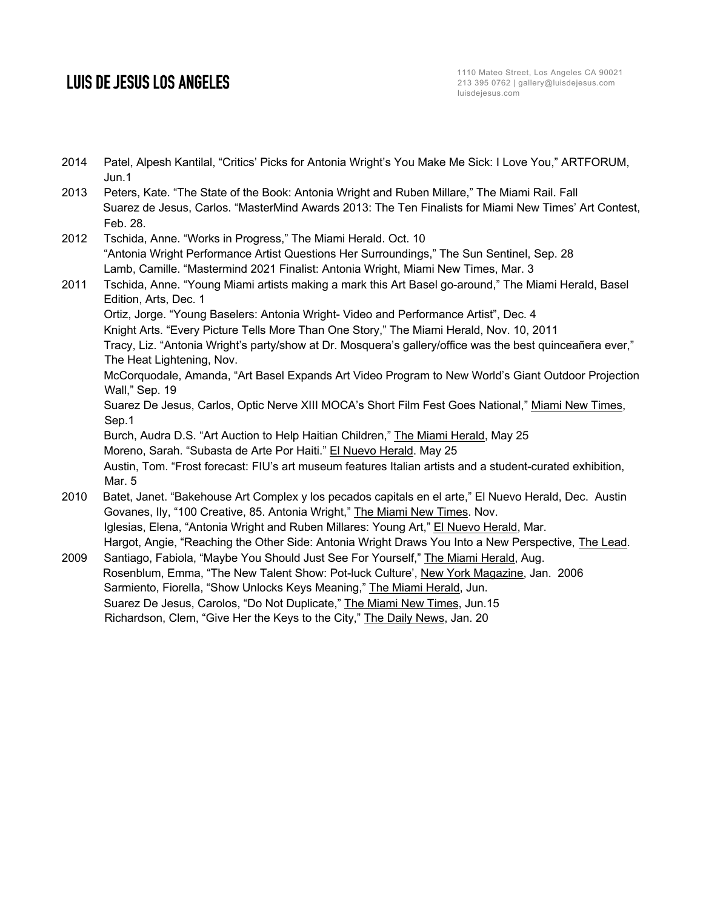2014 Patel, Alpesh Kantilal, "Critics' Picks for Antonia Wright's You Make Me Sick: I Love You," ARTFORUM, Jun.1

2013 Peters, Kate. "The State of the Book: Antonia Wright and Ruben Millare," The Miami Rail. Fall
Suarez de Jesus, Carlos. "MasterMind Awards 2013: The Ten Finalists for Miami New Times' Art Contest, Feb. 28.

2012 Tschida, Anne. "Works in Progress," The Miami Herald. Oct. 10
"Antonia Wright Performance Artist Questions Her Surroundings," The Sun Sentinel, Sep. 28
Lamb, Camille. "Mastermind 2021 Finalist: Antonia Wright, Miami New Times, Mar. 3

2011 Tschida, Anne. "Young Miami artists making a mark this Art Basel go-around," The Miami Herald, Basel Edition, Arts, Dec. 1
Ortiz, Jorge. "Young Baselers: Antonia Wright- Video and Performance Artist", Dec. 4
Knight Arts. "Every Picture Tells More Than One Story," The Miami Herald, Nov. 10, 2011
Tracy, Liz. "Antonia Wright's party/show at Dr. Mosquera's gallery/office was the best quinceañera ever," The Heat Lightening, Nov.
McCorquodale, Amanda, "Art Basel Expands Art Video Program to New World's Giant Outdoor Projection Wall," Sep. 19
Suarez De Jesus, Carlos, Optic Nerve XIII MOCA's Short Film Fest Goes National," Miami New Times, Sep.1
Burch, Audra D.S. "Art Auction to Help Haitian Children," The Miami Herald, May 25
Moreno, Sarah. "Subasta de Arte Por Haiti." El Nuevo Herald. May 25
Austin, Tom. "Frost forecast: FIU's art museum features Italian artists and a student-curated exhibition, Mar. 5

2010 Batet, Janet. "Bakehouse Art Complex y los pecados capitals en el arte," El Nuevo Herald, Dec. Austin
Govanes, Ily, "100 Creative, 85. Antonia Wright," The Miami New Times. Nov.
Iglesias, Elena, "Antonia Wright and Ruben Millares: Young Art," El Nuevo Herald, Mar.
Hargot, Angie, "Reaching the Other Side: Antonia Wright Draws You Into a New Perspective, The Lead.

2009 Santiago, Fabiola, "Maybe You Should Just See For Yourself," The Miami Herald, Aug.
Rosenblum, Emma, "The New Talent Show: Pot-luck Culture', New York Magazine, Jan. 2006
Sarmiento, Fiorella, "Show Unlocks Keys Meaning," The Miami Herald, Jun.
Suarez De Jesus, Carolos, "Do Not Duplicate," The Miami New Times, Jun.15
Richardson, Clem, "Give Her the Keys to the City," The Daily News, Jan. 20